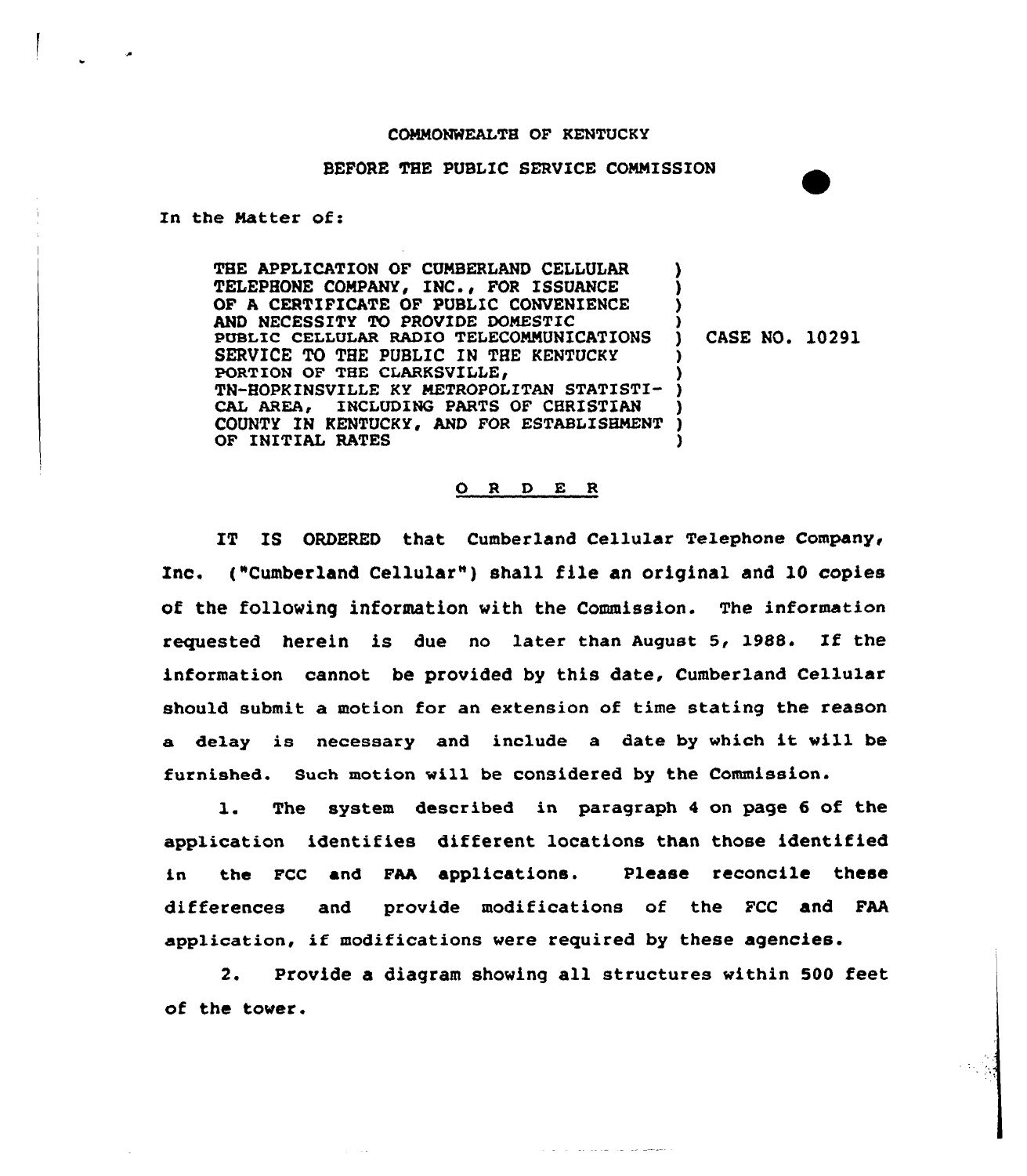COMMONWEALTH OF KENTUCKY

BEFORE THE PUBLIC SERVICE COMMISSION

In the Matter of:

| | |
|---|---|
| THE APPLICATION OF CUMBERLAND CELLULAR TELEPHONE COMPANY, INC., FOR ISSUANCE OF A CERTIFICATE OF PUBLIC CONVENIENCE AND NECESSITY TO PROVIDE DOMESTIC PUBLIC CELLULAR RADIO TELECOMMUNICATIONS SERVICE TO THE PUBLIC IN THE KENTUCKY PORTION OF THE CLARKSVILLE, TN-HOPKINSVILLE KY METROPOLITAN STATISTICAL AREA, INCLUDING PARTS OF CHRISTIAN COUNTY IN KENTUCKY, AND FOR ESTABLISHMENT OF INITIAL RATES | CASE NO. 10291 |

## O R D E R

IT IS ORDERED that Cumberland Cellular Telephone Company, Inc. ("Cumberland Cellular") shall file an original and 10 copies of the following information with the Commission. The information requested herein is due no later than August 5, 1988. If the information cannot be provided by this date, Cumberland Cellular should submit a motion for an extension of time stating the reason a delay is necessary and include a date by which it will be furnished. Such motion will be considered by the Commission.

1. The system described in paragraph 4 on page 6 of the application identifies different locations than those identified in the FCC and FAA applications. Please reconcile these differences and provide modifications of the FCC and FAA application, if modifications were required by these agencies.

2. Provide a diagram showing all structures within 500 feet of the tower.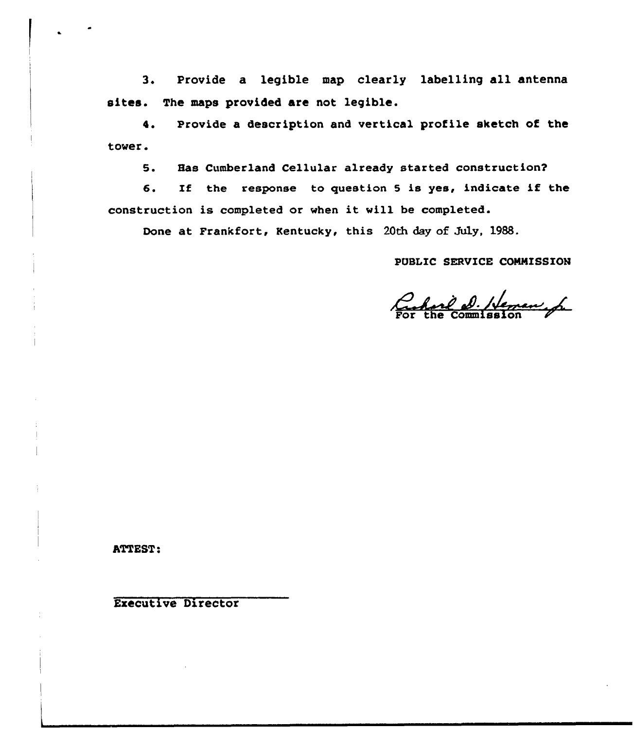3. Provide a legible map clearly labelling all antenna sites. The maps provided are not legible.

4. Provide a description and vertical profile sketch of the tower.

5. Has Cumberland Cellular already started construction?

6. If the response to question 5 is yes, indicate if the construction is completed or when it will be completed.

Done at Frankfort, Kentucky, this 20th day of July, 1988.

PUBLIC SERVICE COMMISSION

For the Commission

ATTEST:

Executive Director